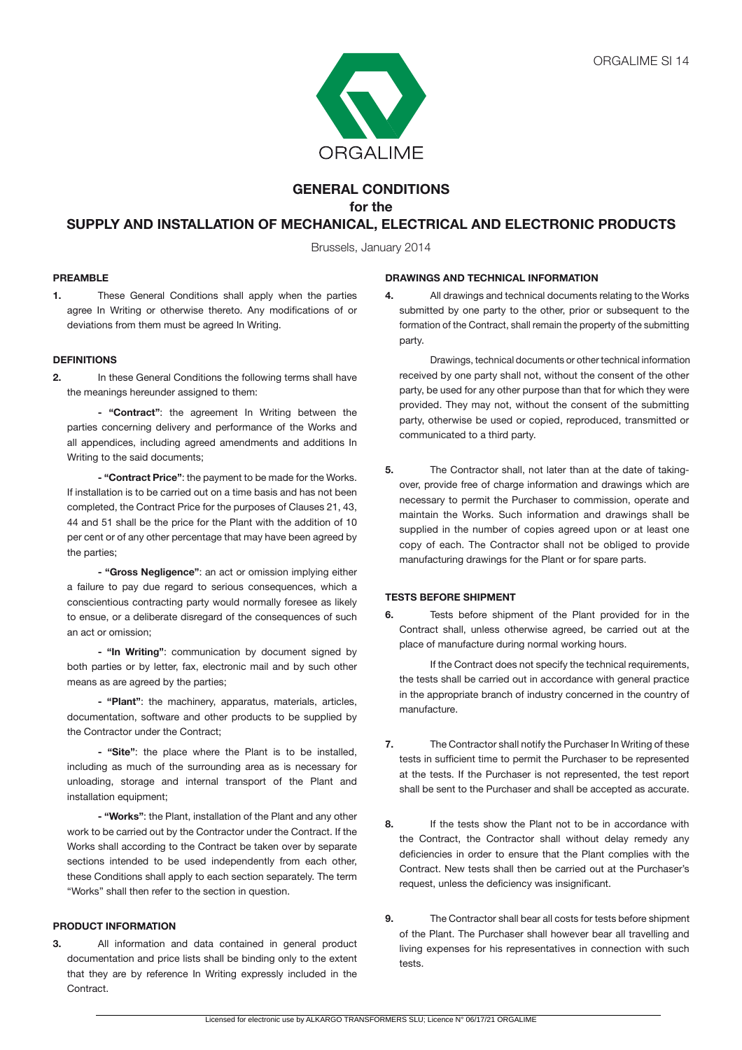ORGALIME SI 14

ORGALIME

# GENERAL CONDITIONS
## for the
## SUPPLY AND INSTALLATION OF MECHANICAL, ELECTRICAL AND ELECTRONIC PRODUCTS

Brussels, January 2014

### PREAMBLE

**1.** These General Conditions shall apply when the parties agree In Writing or otherwise thereto. Any modifications of or deviations from them must be agreed In Writing.

### DEFINITIONS

**2.** In these General Conditions the following terms shall have the meanings hereunder assigned to them:

- **"Contract"**: the agreement In Writing between the parties concerning delivery and performance of the Works and all appendices, including agreed amendments and additions In Writing to the said documents;

- **"Contract Price"**: the payment to be made for the Works. If installation is to be carried out on a time basis and has not been completed, the Contract Price for the purposes of Clauses 21, 43, 44 and 51 shall be the price for the Plant with the addition of 10 per cent or of any other percentage that may have been agreed by the parties;

- **"Gross Negligence"**: an act or omission implying either a failure to pay due regard to serious consequences, which a conscientious contracting party would normally foresee as likely to ensue, or a deliberate disregard of the consequences of such an act or omission;

- **"In Writing"**: communication by document signed by both parties or by letter, fax, electronic mail and by such other means as are agreed by the parties;

- **"Plant"**: the machinery, apparatus, materials, articles, documentation, software and other products to be supplied by the Contractor under the Contract;

- **"Site"**: the place where the Plant is to be installed, including as much of the surrounding area as is necessary for unloading, storage and internal transport of the Plant and installation equipment;

- **"Works"**: the Plant, installation of the Plant and any other work to be carried out by the Contractor under the Contract. If the Works shall according to the Contract be taken over by separate sections intended to be used independently from each other, these Conditions shall apply to each section separately. The term "Works" shall then refer to the section in question.

### PRODUCT INFORMATION

**3.** All information and data contained in general product documentation and price lists shall be binding only to the extent that they are by reference In Writing expressly included in the Contract.

### DRAWINGS AND TECHNICAL INFORMATION

**4.** All drawings and technical documents relating to the Works submitted by one party to the other, prior or subsequent to the formation of the Contract, shall remain the property of the submitting party.

Drawings, technical documents or other technical information received by one party shall not, without the consent of the other party, be used for any other purpose than that for which they were provided. They may not, without the consent of the submitting party, otherwise be used or copied, reproduced, transmitted or communicated to a third party.

**5.** The Contractor shall, not later than at the date of taking-over, provide free of charge information and drawings which are necessary to permit the Purchaser to commission, operate and maintain the Works. Such information and drawings shall be supplied in the number of copies agreed upon or at least one copy of each. The Contractor shall not be obliged to provide manufacturing drawings for the Plant or for spare parts.

### TESTS BEFORE SHIPMENT

**6.** Tests before shipment of the Plant provided for in the Contract shall, unless otherwise agreed, be carried out at the place of manufacture during normal working hours.

If the Contract does not specify the technical requirements, the tests shall be carried out in accordance with general practice in the appropriate branch of industry concerned in the country of manufacture.

**7.** The Contractor shall notify the Purchaser In Writing of these tests in sufficient time to permit the Purchaser to be represented at the tests. If the Purchaser is not represented, the test report shall be sent to the Purchaser and shall be accepted as accurate.

**8.** If the tests show the Plant not to be in accordance with the Contract, the Contractor shall without delay remedy any deficiencies in order to ensure that the Plant complies with the Contract. New tests shall then be carried out at the Purchaser's request, unless the deficiency was insignificant.

**9.** The Contractor shall bear all costs for tests before shipment of the Plant. The Purchaser shall however bear all travelling and living expenses for his representatives in connection with such tests.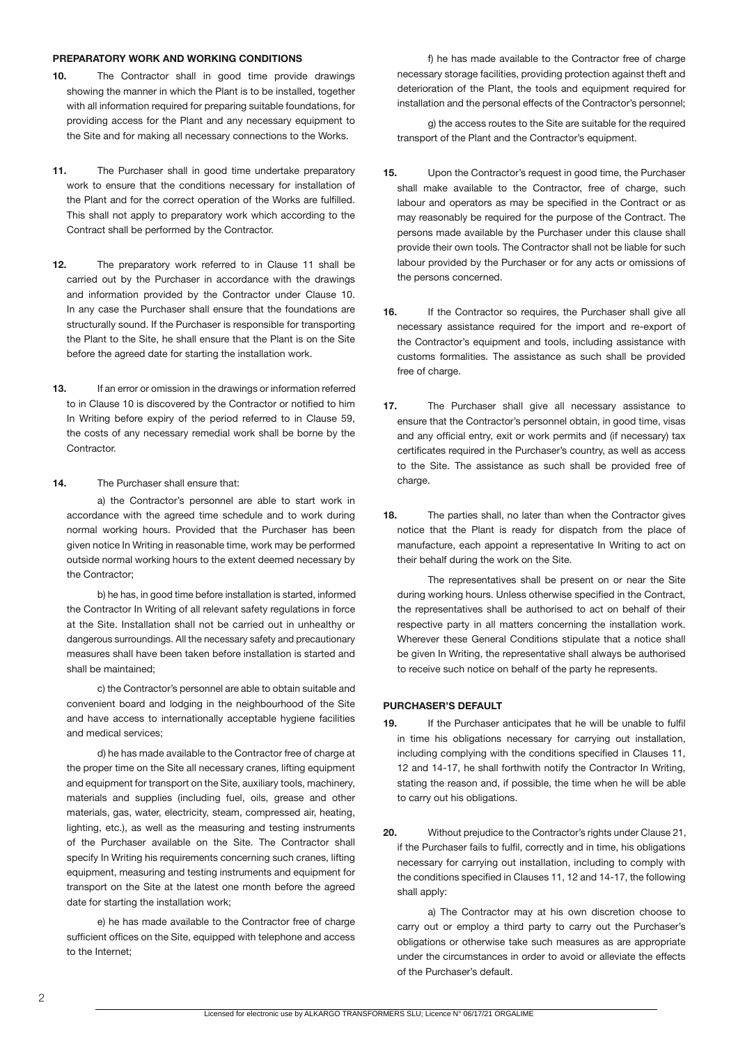## PREPARATORY WORK AND WORKING CONDITIONS

**10.** The Contractor shall in good time provide drawings showing the manner in which the Plant is to be installed, together with all information required for preparing suitable foundations, for providing access for the Plant and any necessary equipment to the Site and for making all necessary connections to the Works.

**11.** The Purchaser shall in good time undertake preparatory work to ensure that the conditions necessary for installation of the Plant and for the correct operation of the Works are fulfilled. This shall not apply to preparatory work which according to the Contract shall be performed by the Contractor.

**12.** The preparatory work referred to in Clause 11 shall be carried out by the Purchaser in accordance with the drawings and information provided by the Contractor under Clause 10. In any case the Purchaser shall ensure that the foundations are structurally sound. If the Purchaser is responsible for transporting the Plant to the Site, he shall ensure that the Plant is on the Site before the agreed date for starting the installation work.

**13.** If an error or omission in the drawings or information referred to in Clause 10 is discovered by the Contractor or notified to him In Writing before expiry of the period referred to in Clause 59, the costs of any necessary remedial work shall be borne by the Contractor.

**14.** The Purchaser shall ensure that:

a) the Contractor's personnel are able to start work in accordance with the agreed time schedule and to work during normal working hours. Provided that the Purchaser has been given notice In Writing in reasonable time, work may be performed outside normal working hours to the extent deemed necessary by the Contractor;

b) he has, in good time before installation is started, informed the Contractor In Writing of all relevant safety regulations in force at the Site. Installation shall not be carried out in unhealthy or dangerous surroundings. All the necessary safety and precautionary measures shall have been taken before installation is started and shall be maintained;

c) the Contractor's personnel are able to obtain suitable and convenient board and lodging in the neighbourhood of the Site and have access to internationally acceptable hygiene facilities and medical services;

d) he has made available to the Contractor free of charge at the proper time on the Site all necessary cranes, lifting equipment and equipment for transport on the Site, auxiliary tools, machinery, materials and supplies (including fuel, oils, grease and other materials, gas, water, electricity, steam, compressed air, heating, lighting, etc.), as well as the measuring and testing instruments of the Purchaser available on the Site. The Contractor shall specify In Writing his requirements concerning such cranes, lifting equipment, measuring and testing instruments and equipment for transport on the Site at the latest one month before the agreed date for starting the installation work;

e) he has made available to the Contractor free of charge sufficient offices on the Site, equipped with telephone and access to the Internet;

f) he has made available to the Contractor free of charge necessary storage facilities, providing protection against theft and deterioration of the Plant, the tools and equipment required for installation and the personal effects of the Contractor's personnel;

g) the access routes to the Site are suitable for the required transport of the Plant and the Contractor's equipment.

**15.** Upon the Contractor's request in good time, the Purchaser shall make available to the Contractor, free of charge, such labour and operators as may be specified in the Contract or as may reasonably be required for the purpose of the Contract. The persons made available by the Purchaser under this clause shall provide their own tools. The Contractor shall not be liable for such labour provided by the Purchaser or for any acts or omissions of the persons concerned.

**16.** If the Contractor so requires, the Purchaser shall give all necessary assistance required for the import and re-export of the Contractor's equipment and tools, including assistance with customs formalities. The assistance as such shall be provided free of charge.

**17.** The Purchaser shall give all necessary assistance to ensure that the Contractor's personnel obtain, in good time, visas and any official entry, exit or work permits and (if necessary) tax certificates required in the Purchaser's country, as well as access to the Site. The assistance as such shall be provided free of charge.

**18.** The parties shall, no later than when the Contractor gives notice that the Plant is ready for dispatch from the place of manufacture, each appoint a representative In Writing to act on their behalf during the work on the Site.

The representatives shall be present on or near the Site during working hours. Unless otherwise specified in the Contract, the representatives shall be authorised to act on behalf of their respective party in all matters concerning the installation work. Wherever these General Conditions stipulate that a notice shall be given In Writing, the representative shall always be authorised to receive such notice on behalf of the party he represents.

## PURCHASER'S DEFAULT

**19.** If the Purchaser anticipates that he will be unable to fulfil in time his obligations necessary for carrying out installation, including complying with the conditions specified in Clauses 11, 12 and 14-17, he shall forthwith notify the Contractor In Writing, stating the reason and, if possible, the time when he will be able to carry out his obligations.

**20.** Without prejudice to the Contractor's rights under Clause 21, if the Purchaser fails to fulfil, correctly and in time, his obligations necessary for carrying out installation, including to comply with the conditions specified in Clauses 11, 12 and 14-17, the following shall apply:

a) The Contractor may at his own discretion choose to carry out or employ a third party to carry out the Purchaser's obligations or otherwise take such measures as are appropriate under the circumstances in order to avoid or alleviate the effects of the Purchaser's default.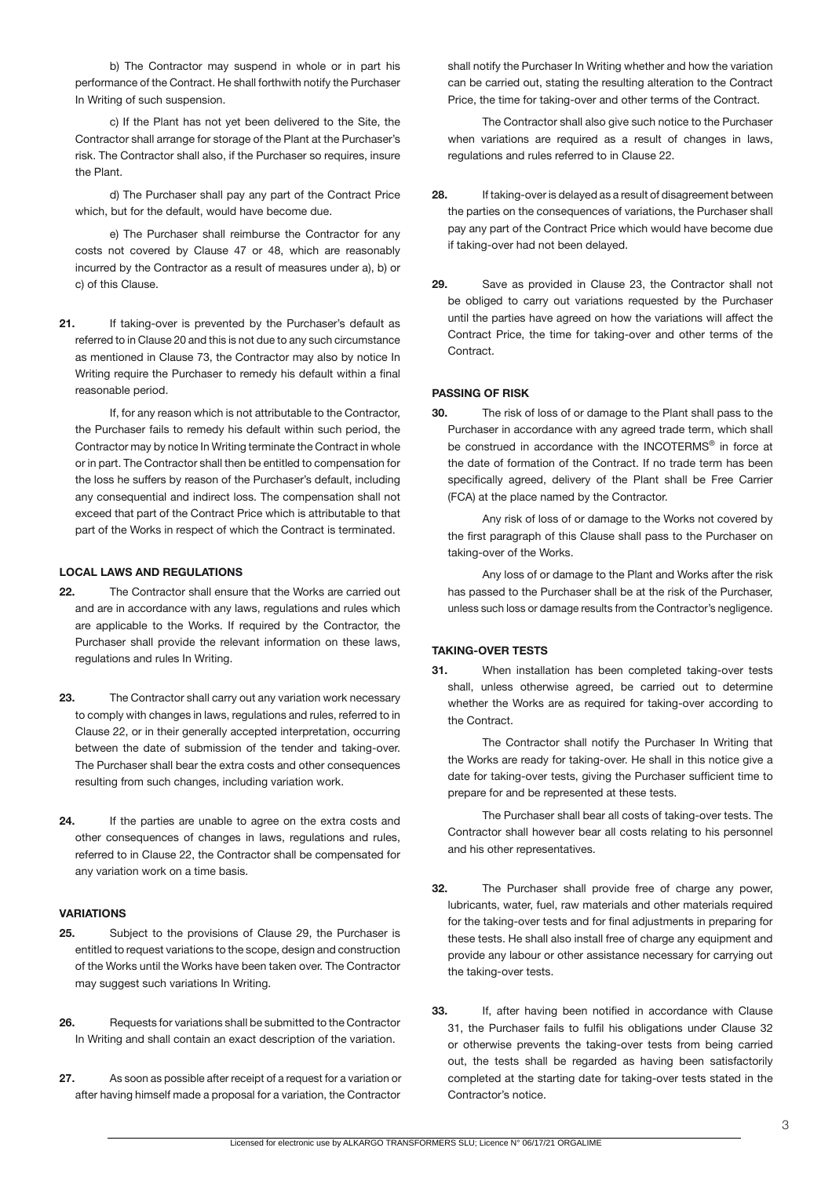b) The Contractor may suspend in whole or in part his performance of the Contract. He shall forthwith notify the Purchaser In Writing of such suspension.

c) If the Plant has not yet been delivered to the Site, the Contractor shall arrange for storage of the Plant at the Purchaser's risk. The Contractor shall also, if the Purchaser so requires, insure the Plant.

d) The Purchaser shall pay any part of the Contract Price which, but for the default, would have become due.

e) The Purchaser shall reimburse the Contractor for any costs not covered by Clause 47 or 48, which are reasonably incurred by the Contractor as a result of measures under a), b) or c) of this Clause.

**21.** If taking-over is prevented by the Purchaser's default as referred to in Clause 20 and this is not due to any such circumstance as mentioned in Clause 73, the Contractor may also by notice In Writing require the Purchaser to remedy his default within a final reasonable period.

If, for any reason which is not attributable to the Contractor, the Purchaser fails to remedy his default within such period, the Contractor may by notice In Writing terminate the Contract in whole or in part. The Contractor shall then be entitled to compensation for the loss he suffers by reason of the Purchaser's default, including any consequential and indirect loss. The compensation shall not exceed that part of the Contract Price which is attributable to that part of the Works in respect of which the Contract is terminated.

### LOCAL LAWS AND REGULATIONS

**22.** The Contractor shall ensure that the Works are carried out and are in accordance with any laws, regulations and rules which are applicable to the Works. If required by the Contractor, the Purchaser shall provide the relevant information on these laws, regulations and rules In Writing.

**23.** The Contractor shall carry out any variation work necessary to comply with changes in laws, regulations and rules, referred to in Clause 22, or in their generally accepted interpretation, occurring between the date of submission of the tender and taking-over. The Purchaser shall bear the extra costs and other consequences resulting from such changes, including variation work.

**24.** If the parties are unable to agree on the extra costs and other consequences of changes in laws, regulations and rules, referred to in Clause 22, the Contractor shall be compensated for any variation work on a time basis.

### VARIATIONS

**25.** Subject to the provisions of Clause 29, the Purchaser is entitled to request variations to the scope, design and construction of the Works until the Works have been taken over. The Contractor may suggest such variations In Writing.

**26.** Requests for variations shall be submitted to the Contractor In Writing and shall contain an exact description of the variation.

**27.** As soon as possible after receipt of a request for a variation or after having himself made a proposal for a variation, the Contractor shall notify the Purchaser In Writing whether and how the variation can be carried out, stating the resulting alteration to the Contract Price, the time for taking-over and other terms of the Contract.

The Contractor shall also give such notice to the Purchaser when variations are required as a result of changes in laws, regulations and rules referred to in Clause 22.

**28.** If taking-over is delayed as a result of disagreement between the parties on the consequences of variations, the Purchaser shall pay any part of the Contract Price which would have become due if taking-over had not been delayed.

**29.** Save as provided in Clause 23, the Contractor shall not be obliged to carry out variations requested by the Purchaser until the parties have agreed on how the variations will affect the Contract Price, the time for taking-over and other terms of the Contract.

### PASSING OF RISK

**30.** The risk of loss of or damage to the Plant shall pass to the Purchaser in accordance with any agreed trade term, which shall be construed in accordance with the INCOTERMS® in force at the date of formation of the Contract. If no trade term has been specifically agreed, delivery of the Plant shall be Free Carrier (FCA) at the place named by the Contractor.

Any risk of loss of or damage to the Works not covered by the first paragraph of this Clause shall pass to the Purchaser on taking-over of the Works.

Any loss of or damage to the Plant and Works after the risk has passed to the Purchaser shall be at the risk of the Purchaser, unless such loss or damage results from the Contractor's negligence.

### TAKING-OVER TESTS

**31.** When installation has been completed taking-over tests shall, unless otherwise agreed, be carried out to determine whether the Works are as required for taking-over according to the Contract.

The Contractor shall notify the Purchaser In Writing that the Works are ready for taking-over. He shall in this notice give a date for taking-over tests, giving the Purchaser sufficient time to prepare for and be represented at these tests.

The Purchaser shall bear all costs of taking-over tests. The Contractor shall however bear all costs relating to his personnel and his other representatives.

**32.** The Purchaser shall provide free of charge any power, lubricants, water, fuel, raw materials and other materials required for the taking-over tests and for final adjustments in preparing for these tests. He shall also install free of charge any equipment and provide any labour or other assistance necessary for carrying out the taking-over tests.

**33.** If, after having been notified in accordance with Clause 31, the Purchaser fails to fulfil his obligations under Clause 32 or otherwise prevents the taking-over tests from being carried out, the tests shall be regarded as having been satisfactorily completed at the starting date for taking-over tests stated in the Contractor's notice.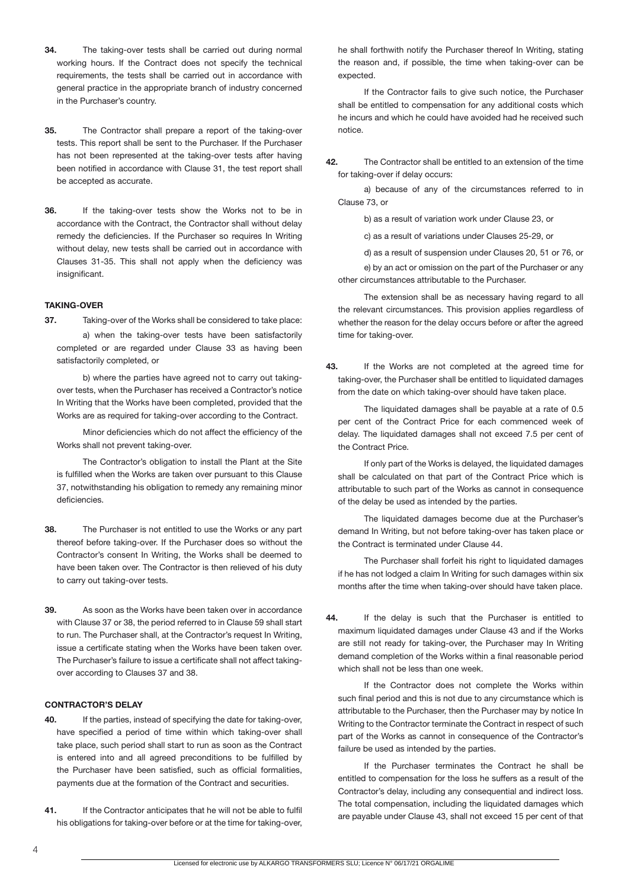**34.** The taking-over tests shall be carried out during normal working hours. If the Contract does not specify the technical requirements, the tests shall be carried out in accordance with general practice in the appropriate branch of industry concerned in the Purchaser's country.

**35.** The Contractor shall prepare a report of the taking-over tests. This report shall be sent to the Purchaser. If the Purchaser has not been represented at the taking-over tests after having been notified in accordance with Clause 31, the test report shall be accepted as accurate.

**36.** If the taking-over tests show the Works not to be in accordance with the Contract, the Contractor shall without delay remedy the deficiencies. If the Purchaser so requires In Writing without delay, new tests shall be carried out in accordance with Clauses 31-35. This shall not apply when the deficiency was insignificant.

### TAKING-OVER

**37.** Taking-over of the Works shall be considered to take place:

a) when the taking-over tests have been satisfactorily completed or are regarded under Clause 33 as having been satisfactorily completed, or

b) where the parties have agreed not to carry out taking-over tests, when the Purchaser has received a Contractor's notice In Writing that the Works have been completed, provided that the Works are as required for taking-over according to the Contract.

Minor deficiencies which do not affect the efficiency of the Works shall not prevent taking-over.

The Contractor's obligation to install the Plant at the Site is fulfilled when the Works are taken over pursuant to this Clause 37, notwithstanding his obligation to remedy any remaining minor deficiencies.

**38.** The Purchaser is not entitled to use the Works or any part thereof before taking-over. If the Purchaser does so without the Contractor's consent In Writing, the Works shall be deemed to have been taken over. The Contractor is then relieved of his duty to carry out taking-over tests.

**39.** As soon as the Works have been taken over in accordance with Clause 37 or 38, the period referred to in Clause 59 shall start to run. The Purchaser shall, at the Contractor's request In Writing, issue a certificate stating when the Works have been taken over. The Purchaser's failure to issue a certificate shall not affect taking-over according to Clauses 37 and 38.

### CONTRACTOR'S DELAY

**40.** If the parties, instead of specifying the date for taking-over, have specified a period of time within which taking-over shall take place, such period shall start to run as soon as the Contract is entered into and all agreed preconditions to be fulfilled by the Purchaser have been satisfied, such as official formalities, payments due at the formation of the Contract and securities.

**41.** If the Contractor anticipates that he will not be able to fulfil his obligations for taking-over before or at the time for taking-over, he shall forthwith notify the Purchaser thereof In Writing, stating the reason and, if possible, the time when taking-over can be expected.

If the Contractor fails to give such notice, the Purchaser shall be entitled to compensation for any additional costs which he incurs and which he could have avoided had he received such notice.

**42.** The Contractor shall be entitled to an extension of the time for taking-over if delay occurs:

a) because of any of the circumstances referred to in Clause 73, or

b) as a result of variation work under Clause 23, or

c) as a result of variations under Clauses 25-29, or

d) as a result of suspension under Clauses 20, 51 or 76, or

e) by an act or omission on the part of the Purchaser or any other circumstances attributable to the Purchaser.

The extension shall be as necessary having regard to all the relevant circumstances. This provision applies regardless of whether the reason for the delay occurs before or after the agreed time for taking-over.

**43.** If the Works are not completed at the agreed time for taking-over, the Purchaser shall be entitled to liquidated damages from the date on which taking-over should have taken place.

The liquidated damages shall be payable at a rate of 0.5 per cent of the Contract Price for each commenced week of delay. The liquidated damages shall not exceed 7.5 per cent of the Contract Price.

If only part of the Works is delayed, the liquidated damages shall be calculated on that part of the Contract Price which is attributable to such part of the Works as cannot in consequence of the delay be used as intended by the parties.

The liquidated damages become due at the Purchaser's demand In Writing, but not before taking-over has taken place or the Contract is terminated under Clause 44.

The Purchaser shall forfeit his right to liquidated damages if he has not lodged a claim In Writing for such damages within six months after the time when taking-over should have taken place.

**44.** If the delay is such that the Purchaser is entitled to maximum liquidated damages under Clause 43 and if the Works are still not ready for taking-over, the Purchaser may In Writing demand completion of the Works within a final reasonable period which shall not be less than one week.

If the Contractor does not complete the Works within such final period and this is not due to any circumstance which is attributable to the Purchaser, then the Purchaser may by notice In Writing to the Contractor terminate the Contract in respect of such part of the Works as cannot in consequence of the Contractor's failure be used as intended by the parties.

If the Purchaser terminates the Contract he shall be entitled to compensation for the loss he suffers as a result of the Contractor's delay, including any consequential and indirect loss. The total compensation, including the liquidated damages which are payable under Clause 43, shall not exceed 15 per cent of that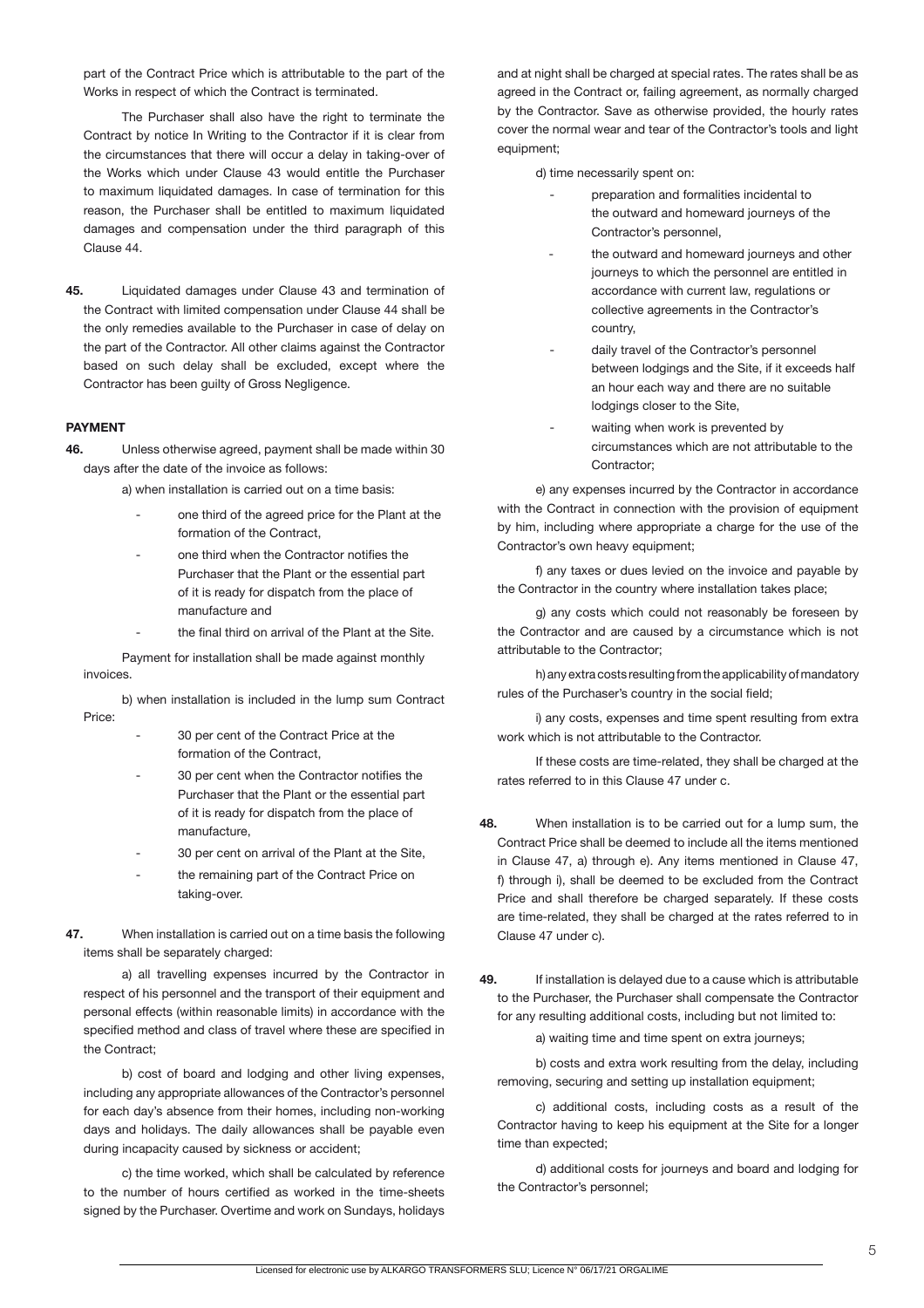part of the Contract Price which is attributable to the part of the Works in respect of which the Contract is terminated.

The Purchaser shall also have the right to terminate the Contract by notice In Writing to the Contractor if it is clear from the circumstances that there will occur a delay in taking-over of the Works which under Clause 43 would entitle the Purchaser to maximum liquidated damages. In case of termination for this reason, the Purchaser shall be entitled to maximum liquidated damages and compensation under the third paragraph of this Clause 44.

**45.** Liquidated damages under Clause 43 and termination of the Contract with limited compensation under Clause 44 shall be the only remedies available to the Purchaser in case of delay on the part of the Contractor. All other claims against the Contractor based on such delay shall be excluded, except where the Contractor has been guilty of Gross Negligence.

**PAYMENT**

**46.** Unless otherwise agreed, payment shall be made within 30 days after the date of the invoice as follows:

a) when installation is carried out on a time basis:

- one third of the agreed price for the Plant at the formation of the Contract,
- one third when the Contractor notifies the Purchaser that the Plant or the essential part of it is ready for dispatch from the place of manufacture and
- the final third on arrival of the Plant at the Site.

Payment for installation shall be made against monthly invoices.

b) when installation is included in the lump sum Contract Price:

- 30 per cent of the Contract Price at the formation of the Contract,
- 30 per cent when the Contractor notifies the Purchaser that the Plant or the essential part of it is ready for dispatch from the place of manufacture,
- 30 per cent on arrival of the Plant at the Site,
- the remaining part of the Contract Price on taking-over.

**47.** When installation is carried out on a time basis the following items shall be separately charged:

a) all travelling expenses incurred by the Contractor in respect of his personnel and the transport of their equipment and personal effects (within reasonable limits) in accordance with the specified method and class of travel where these are specified in the Contract;

b) cost of board and lodging and other living expenses, including any appropriate allowances of the Contractor's personnel for each day's absence from their homes, including non-working days and holidays. The daily allowances shall be payable even during incapacity caused by sickness or accident;

c) the time worked, which shall be calculated by reference to the number of hours certified as worked in the time-sheets signed by the Purchaser. Overtime and work on Sundays, holidays and at night shall be charged at special rates. The rates shall be as agreed in the Contract or, failing agreement, as normally charged by the Contractor. Save as otherwise provided, the hourly rates cover the normal wear and tear of the Contractor's tools and light equipment;

d) time necessarily spent on:

- preparation and formalities incidental to the outward and homeward journeys of the Contractor's personnel,
- the outward and homeward journeys and other journeys to which the personnel are entitled in accordance with current law, regulations or collective agreements in the Contractor's country,
- daily travel of the Contractor's personnel between lodgings and the Site, if it exceeds half an hour each way and there are no suitable lodgings closer to the Site,
- waiting when work is prevented by circumstances which are not attributable to the Contractor;

e) any expenses incurred by the Contractor in accordance with the Contract in connection with the provision of equipment by him, including where appropriate a charge for the use of the Contractor's own heavy equipment;

f) any taxes or dues levied on the invoice and payable by the Contractor in the country where installation takes place;

g) any costs which could not reasonably be foreseen by the Contractor and are caused by a circumstance which is not attributable to the Contractor;

h) any extra costs resulting from the applicability of mandatory rules of the Purchaser's country in the social field;

i) any costs, expenses and time spent resulting from extra work which is not attributable to the Contractor.

If these costs are time-related, they shall be charged at the rates referred to in this Clause 47 under c.

**48.** When installation is to be carried out for a lump sum, the Contract Price shall be deemed to include all the items mentioned in Clause 47, a) through e). Any items mentioned in Clause 47, f) through i), shall be deemed to be excluded from the Contract Price and shall therefore be charged separately. If these costs are time-related, they shall be charged at the rates referred to in Clause 47 under c).

**49.** If installation is delayed due to a cause which is attributable to the Purchaser, the Purchaser shall compensate the Contractor for any resulting additional costs, including but not limited to:

a) waiting time and time spent on extra journeys;

b) costs and extra work resulting from the delay, including removing, securing and setting up installation equipment;

c) additional costs, including costs as a result of the Contractor having to keep his equipment at the Site for a longer time than expected;

d) additional costs for journeys and board and lodging for the Contractor's personnel;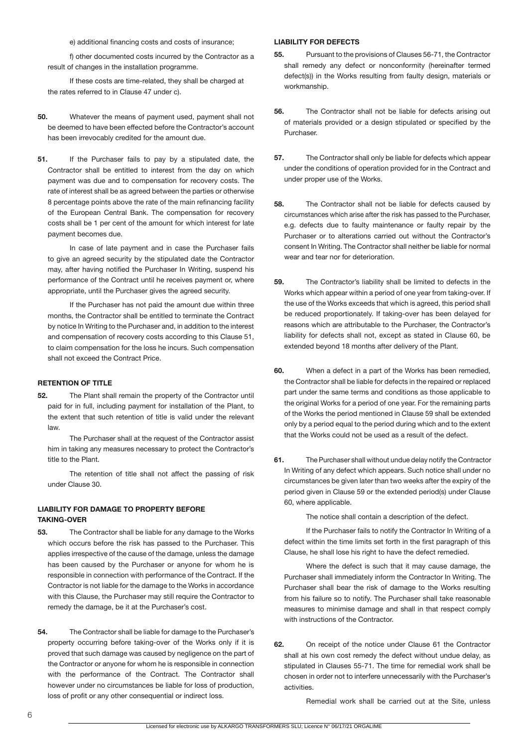e) additional financing costs and costs of insurance;

f) other documented costs incurred by the Contractor as a result of changes in the installation programme.

If these costs are time-related, they shall be charged at the rates referred to in Clause 47 under c).

**50.** Whatever the means of payment used, payment shall not be deemed to have been effected before the Contractor's account has been irrevocably credited for the amount due.

**51.** If the Purchaser fails to pay by a stipulated date, the Contractor shall be entitled to interest from the day on which payment was due and to compensation for recovery costs. The rate of interest shall be as agreed between the parties or otherwise 8 percentage points above the rate of the main refinancing facility of the European Central Bank. The compensation for recovery costs shall be 1 per cent of the amount for which interest for late payment becomes due.

In case of late payment and in case the Purchaser fails to give an agreed security by the stipulated date the Contractor may, after having notified the Purchaser In Writing, suspend his performance of the Contract until he receives payment or, where appropriate, until the Purchaser gives the agreed security.

If the Purchaser has not paid the amount due within three months, the Contractor shall be entitled to terminate the Contract by notice In Writing to the Purchaser and, in addition to the interest and compensation of recovery costs according to this Clause 51, to claim compensation for the loss he incurs. Such compensation shall not exceed the Contract Price.

### RETENTION OF TITLE

**52.** The Plant shall remain the property of the Contractor until paid for in full, including payment for installation of the Plant, to the extent that such retention of title is valid under the relevant law.

The Purchaser shall at the request of the Contractor assist him in taking any measures necessary to protect the Contractor's title to the Plant.

The retention of title shall not affect the passing of risk under Clause 30.

### LIABILITY FOR DAMAGE TO PROPERTY BEFORE TAKING-OVER

**53.** The Contractor shall be liable for any damage to the Works which occurs before the risk has passed to the Purchaser. This applies irrespective of the cause of the damage, unless the damage has been caused by the Purchaser or anyone for whom he is responsible in connection with performance of the Contract. If the Contractor is not liable for the damage to the Works in accordance with this Clause, the Purchaser may still require the Contractor to remedy the damage, be it at the Purchaser's cost.

**54.** The Contractor shall be liable for damage to the Purchaser's property occurring before taking-over of the Works only if it is proved that such damage was caused by negligence on the part of the Contractor or anyone for whom he is responsible in connection with the performance of the Contract. The Contractor shall however under no circumstances be liable for loss of production, loss of profit or any other consequential or indirect loss.

### LIABILITY FOR DEFECTS

**55.** Pursuant to the provisions of Clauses 56-71, the Contractor shall remedy any defect or nonconformity (hereinafter termed defect(s)) in the Works resulting from faulty design, materials or workmanship.

**56.** The Contractor shall not be liable for defects arising out of materials provided or a design stipulated or specified by the Purchaser.

**57.** The Contractor shall only be liable for defects which appear under the conditions of operation provided for in the Contract and under proper use of the Works.

**58.** The Contractor shall not be liable for defects caused by circumstances which arise after the risk has passed to the Purchaser, e.g. defects due to faulty maintenance or faulty repair by the Purchaser or to alterations carried out without the Contractor's consent In Writing. The Contractor shall neither be liable for normal wear and tear nor for deterioration.

**59.** The Contractor's liability shall be limited to defects in the Works which appear within a period of one year from taking-over. If the use of the Works exceeds that which is agreed, this period shall be reduced proportionately. If taking-over has been delayed for reasons which are attributable to the Purchaser, the Contractor's liability for defects shall not, except as stated in Clause 60, be extended beyond 18 months after delivery of the Plant.

**60.** When a defect in a part of the Works has been remedied, the Contractor shall be liable for defects in the repaired or replaced part under the same terms and conditions as those applicable to the original Works for a period of one year. For the remaining parts of the Works the period mentioned in Clause 59 shall be extended only by a period equal to the period during which and to the extent that the Works could not be used as a result of the defect.

**61.** The Purchaser shall without undue delay notify the Contractor In Writing of any defect which appears. Such notice shall under no circumstances be given later than two weeks after the expiry of the period given in Clause 59 or the extended period(s) under Clause 60, where applicable.

The notice shall contain a description of the defect.

If the Purchaser fails to notify the Contractor In Writing of a defect within the time limits set forth in the first paragraph of this Clause, he shall lose his right to have the defect remedied.

Where the defect is such that it may cause damage, the Purchaser shall immediately inform the Contractor In Writing. The Purchaser shall bear the risk of damage to the Works resulting from his failure so to notify. The Purchaser shall take reasonable measures to minimise damage and shall in that respect comply with instructions of the Contractor.

**62.** On receipt of the notice under Clause 61 the Contractor shall at his own cost remedy the defect without undue delay, as stipulated in Clauses 55-71. The time for remedial work shall be chosen in order not to interfere unnecessarily with the Purchaser's activities.

Remedial work shall be carried out at the Site, unless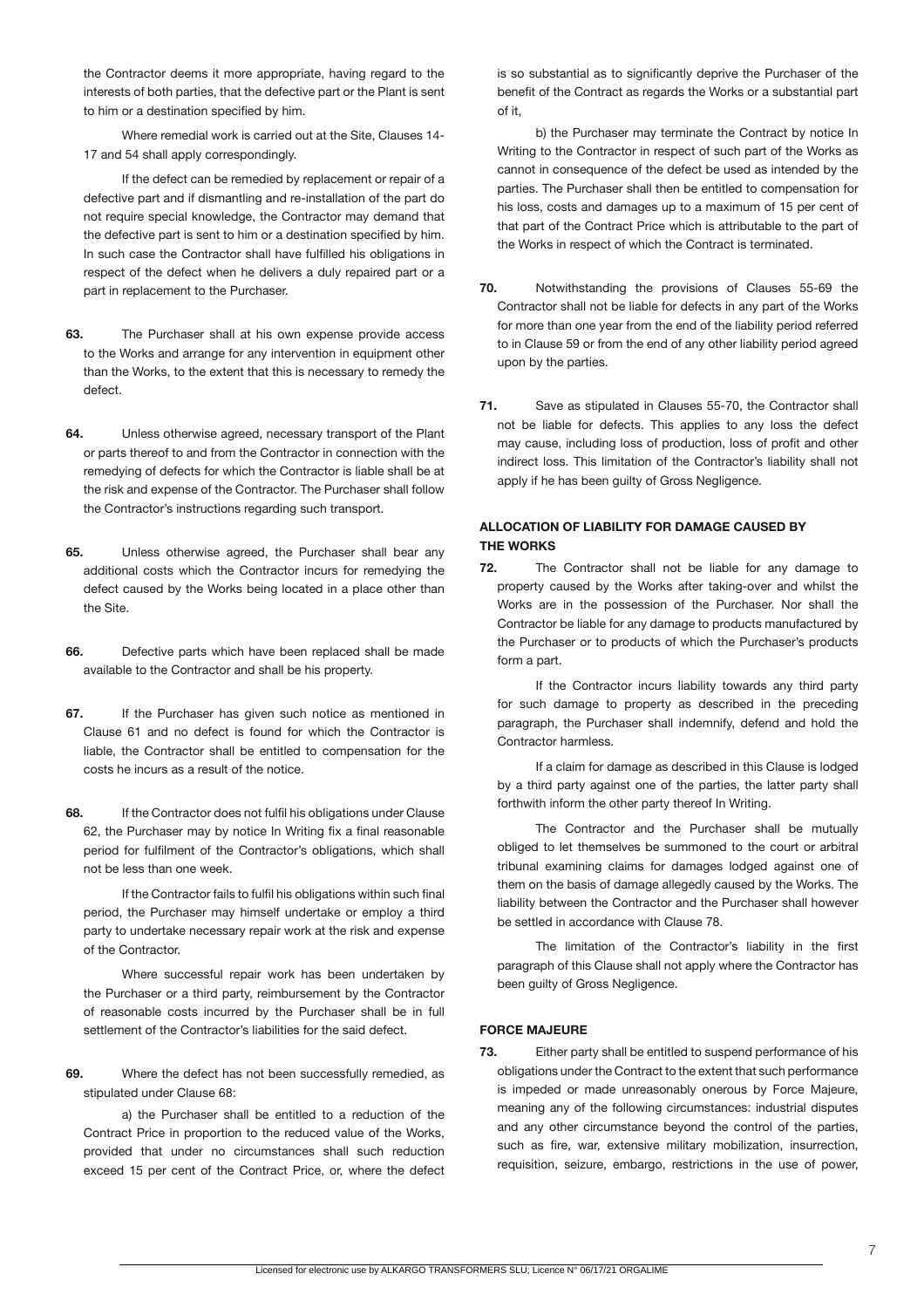the Contractor deems it more appropriate, having regard to the interests of both parties, that the defective part or the Plant is sent to him or a destination specified by him.

Where remedial work is carried out at the Site, Clauses 14-17 and 54 shall apply correspondingly.

If the defect can be remedied by replacement or repair of a defective part and if dismantling and re-installation of the part do not require special knowledge, the Contractor may demand that the defective part is sent to him or a destination specified by him. In such case the Contractor shall have fulfilled his obligations in respect of the defect when he delivers a duly repaired part or a part in replacement to the Purchaser.

**63.** The Purchaser shall at his own expense provide access to the Works and arrange for any intervention in equipment other than the Works, to the extent that this is necessary to remedy the defect.

**64.** Unless otherwise agreed, necessary transport of the Plant or parts thereof to and from the Contractor in connection with the remedying of defects for which the Contractor is liable shall be at the risk and expense of the Contractor. The Purchaser shall follow the Contractor's instructions regarding such transport.

**65.** Unless otherwise agreed, the Purchaser shall bear any additional costs which the Contractor incurs for remedying the defect caused by the Works being located in a place other than the Site.

**66.** Defective parts which have been replaced shall be made available to the Contractor and shall be his property.

**67.** If the Purchaser has given such notice as mentioned in Clause 61 and no defect is found for which the Contractor is liable, the Contractor shall be entitled to compensation for the costs he incurs as a result of the notice.

**68.** If the Contractor does not fulfil his obligations under Clause 62, the Purchaser may by notice In Writing fix a final reasonable period for fulfilment of the Contractor's obligations, which shall not be less than one week.

If the Contractor fails to fulfil his obligations within such final period, the Purchaser may himself undertake or employ a third party to undertake necessary repair work at the risk and expense of the Contractor.

Where successful repair work has been undertaken by the Purchaser or a third party, reimbursement by the Contractor of reasonable costs incurred by the Purchaser shall be in full settlement of the Contractor's liabilities for the said defect.

**69.** Where the defect has not been successfully remedied, as stipulated under Clause 68:

a) the Purchaser shall be entitled to a reduction of the Contract Price in proportion to the reduced value of the Works, provided that under no circumstances shall such reduction exceed 15 per cent of the Contract Price, or, where the defect is so substantial as to significantly deprive the Purchaser of the benefit of the Contract as regards the Works or a substantial part of it,

b) the Purchaser may terminate the Contract by notice In Writing to the Contractor in respect of such part of the Works as cannot in consequence of the defect be used as intended by the parties. The Purchaser shall then be entitled to compensation for his loss, costs and damages up to a maximum of 15 per cent of that part of the Contract Price which is attributable to the part of the Works in respect of which the Contract is terminated.

**70.** Notwithstanding the provisions of Clauses 55-69 the Contractor shall not be liable for defects in any part of the Works for more than one year from the end of the liability period referred to in Clause 59 or from the end of any other liability period agreed upon by the parties.

**71.** Save as stipulated in Clauses 55-70, the Contractor shall not be liable for defects. This applies to any loss the defect may cause, including loss of production, loss of profit and other indirect loss. This limitation of the Contractor's liability shall not apply if he has been guilty of Gross Negligence.

## ALLOCATION OF LIABILITY FOR DAMAGE CAUSED BY THE WORKS

**72.** The Contractor shall not be liable for any damage to property caused by the Works after taking-over and whilst the Works are in the possession of the Purchaser. Nor shall the Contractor be liable for any damage to products manufactured by the Purchaser or to products of which the Purchaser's products form a part.

If the Contractor incurs liability towards any third party for such damage to property as described in the preceding paragraph, the Purchaser shall indemnify, defend and hold the Contractor harmless.

If a claim for damage as described in this Clause is lodged by a third party against one of the parties, the latter party shall forthwith inform the other party thereof In Writing.

The Contractor and the Purchaser shall be mutually obliged to let themselves be summoned to the court or arbitral tribunal examining claims for damages lodged against one of them on the basis of damage allegedly caused by the Works. The liability between the Contractor and the Purchaser shall however be settled in accordance with Clause 78.

The limitation of the Contractor's liability in the first paragraph of this Clause shall not apply where the Contractor has been guilty of Gross Negligence.

## FORCE MAJEURE

**73.** Either party shall be entitled to suspend performance of his obligations under the Contract to the extent that such performance is impeded or made unreasonably onerous by Force Majeure, meaning any of the following circumstances: industrial disputes and any other circumstance beyond the control of the parties, such as fire, war, extensive military mobilization, insurrection, requisition, seizure, embargo, restrictions in the use of power,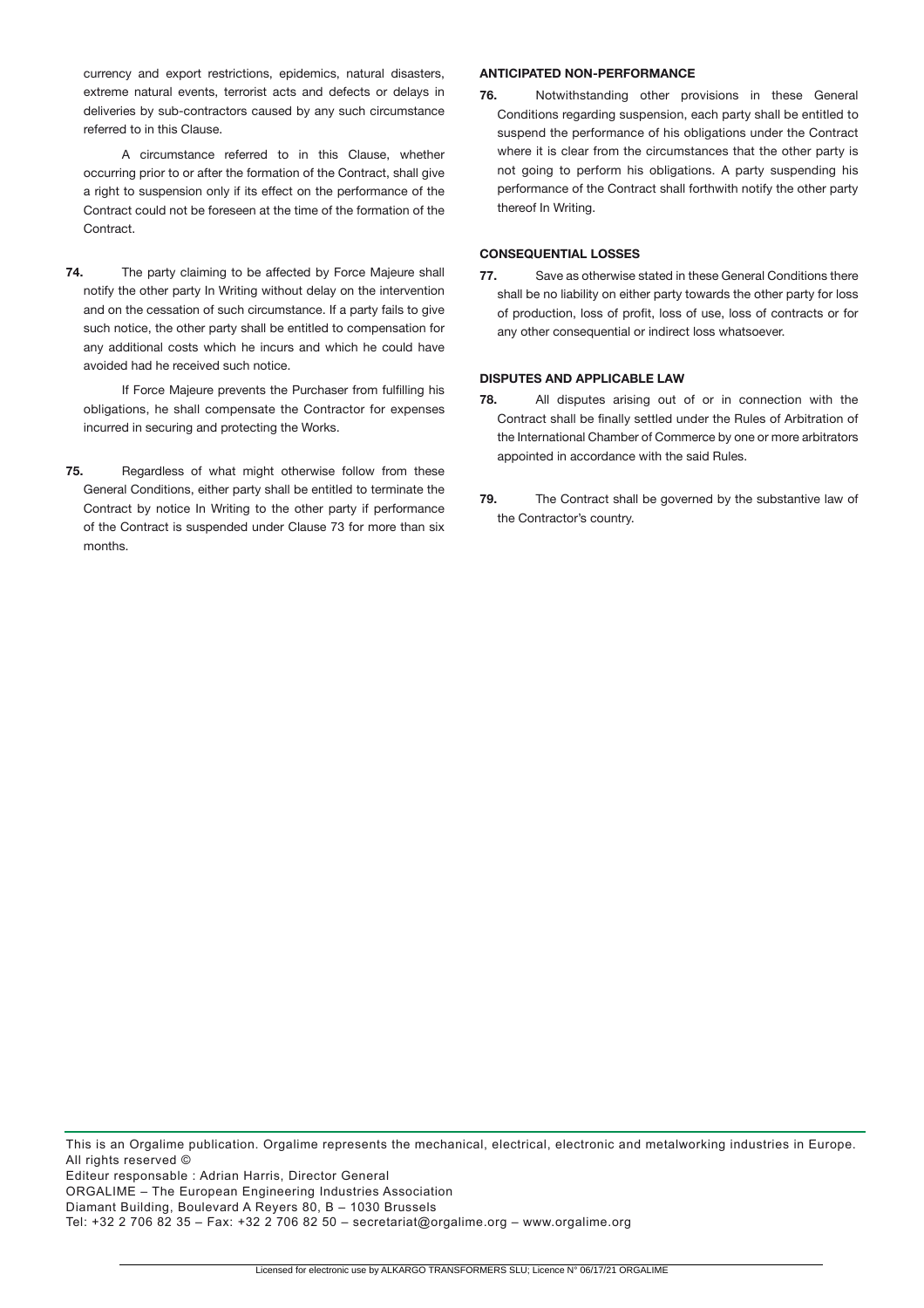currency and export restrictions, epidemics, natural disasters, extreme natural events, terrorist acts and defects or delays in deliveries by sub-contractors caused by any such circumstance referred to in this Clause.

A circumstance referred to in this Clause, whether occurring prior to or after the formation of the Contract, shall give a right to suspension only if its effect on the performance of the Contract could not be foreseen at the time of the formation of the Contract.

**74.** The party claiming to be affected by Force Majeure shall notify the other party In Writing without delay on the intervention and on the cessation of such circumstance. If a party fails to give such notice, the other party shall be entitled to compensation for any additional costs which he incurs and which he could have avoided had he received such notice.

If Force Majeure prevents the Purchaser from fulfilling his obligations, he shall compensate the Contractor for expenses incurred in securing and protecting the Works.

**75.** Regardless of what might otherwise follow from these General Conditions, either party shall be entitled to terminate the Contract by notice In Writing to the other party if performance of the Contract is suspended under Clause 73 for more than six months.

### ANTICIPATED NON-PERFORMANCE

**76.** Notwithstanding other provisions in these General Conditions regarding suspension, each party shall be entitled to suspend the performance of his obligations under the Contract where it is clear from the circumstances that the other party is not going to perform his obligations. A party suspending his performance of the Contract shall forthwith notify the other party thereof In Writing.

### CONSEQUENTIAL LOSSES

**77.** Save as otherwise stated in these General Conditions there shall be no liability on either party towards the other party for loss of production, loss of profit, loss of use, loss of contracts or for any other consequential or indirect loss whatsoever.

### DISPUTES AND APPLICABLE LAW

**78.** All disputes arising out of or in connection with the Contract shall be finally settled under the Rules of Arbitration of the International Chamber of Commerce by one or more arbitrators appointed in accordance with the said Rules.

**79.** The Contract shall be governed by the substantive law of the Contractor's country.

This is an Orgalime publication. Orgalime represents the mechanical, electrical, electronic and metalworking industries in Europe. All rights reserved ©
Editeur responsable : Adrian Harris, Director General
ORGALIME – The European Engineering Industries Association
Diamant Building, Boulevard A Reyers 80, B – 1030 Brussels
Tel: +32 2 706 82 35 – Fax: +32 2 706 82 50 – secretariat@orgalime.org – www.orgalime.org